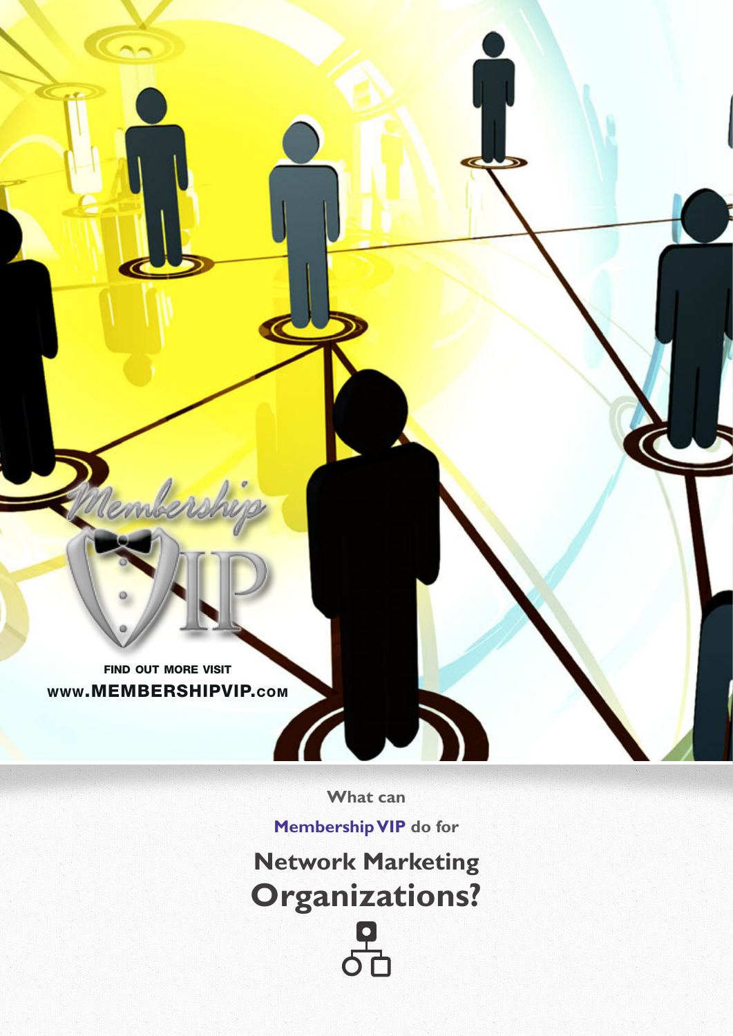Membership VIP

FIND OUT MORE VISIT
WWW.MEMBERSHIPVIP.COM

What can

**Membership VIP** do for

# Network Marketing Organizations?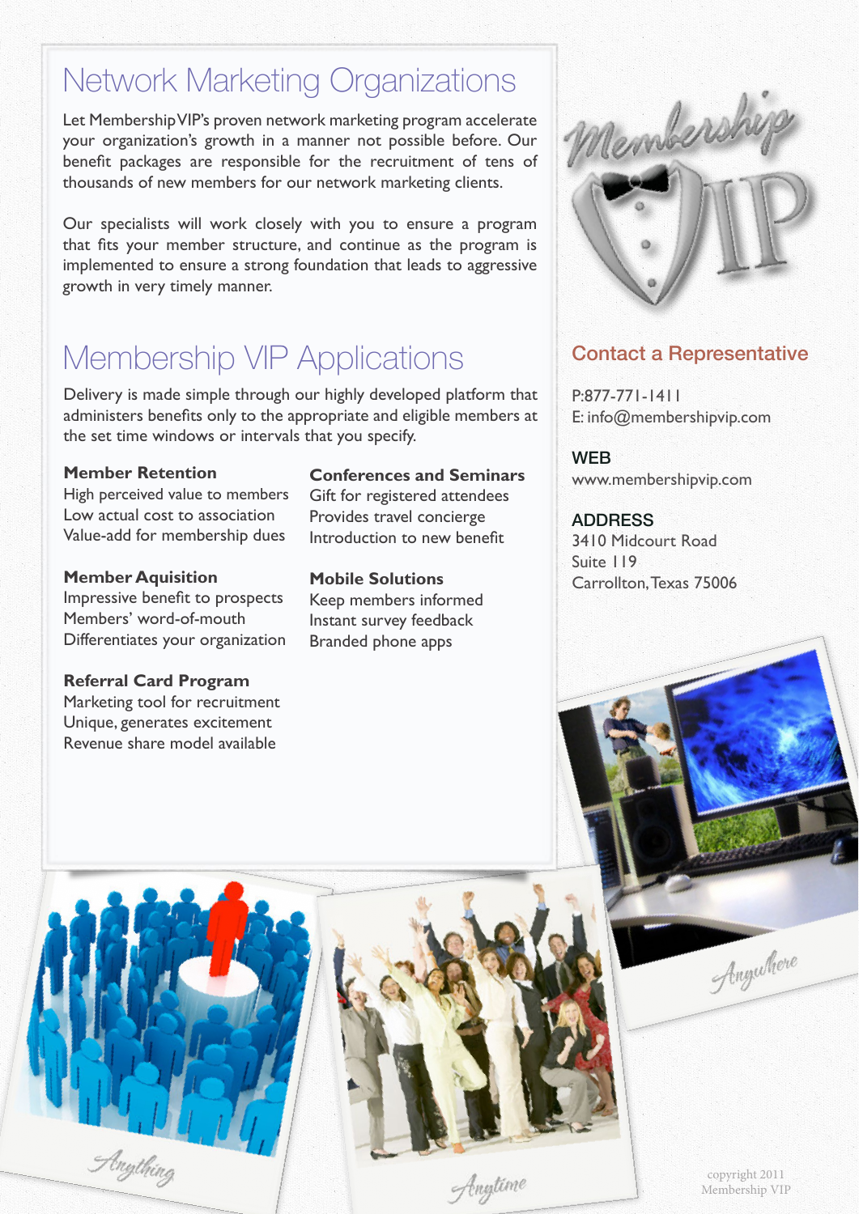# Network Marketing Organizations

Let MembershipVIP's proven network marketing program accelerate your organization's growth in a manner not possible before. Our benefit packages are responsible for the recruitment of tens of thousands of new members for our network marketing clients.

Our specialists will work closely with you to ensure a program that fits your member structure, and continue as the program is implemented to ensure a strong foundation that leads to aggressive growth in very timely manner.

# Membership VIP Applications

Delivery is made simple through our highly developed platform that administers benefits only to the appropriate and eligible members at the set time windows or intervals that you specify.

**Member Retention**
High perceived value to members
Low actual cost to association
Value-add for membership dues

**Member Aquisition**
Impressive benefit to prospects
Members' word-of-mouth
Differentiates your organization

**Referral Card Program**
Marketing tool for recruitment
Unique, generates excitement
Revenue share model available

**Conferences and Seminars**
Gift for registered attendees
Provides travel concierge
Introduction to new benefit

**Mobile Solutions**
Keep members informed
Instant survey feedback
Branded phone apps

## Contact a Representative

P:877-771-1411
E: info@membershipvip.com

**WEB**
www.membershipvip.com

**ADDRESS**
3410 Midcourt Road
Suite 119
Carrollton, Texas 75006

Anything

Anytime

Anywhere

copyright 2011
Membership VIP